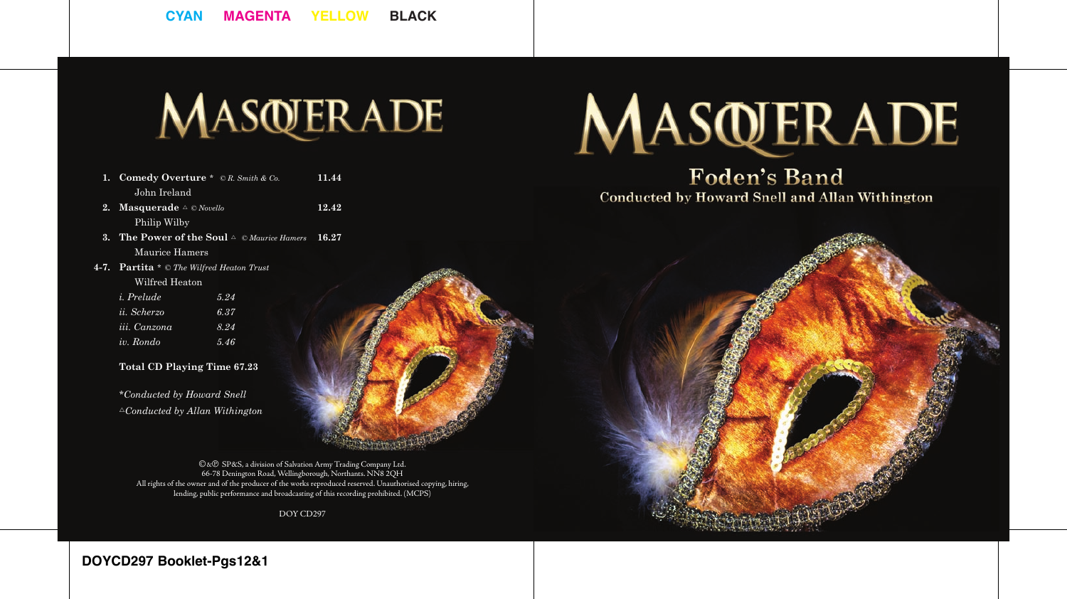# MASQUERADE

1. **Comedy Overture** * *© R. Smith & Co.* **11.44**
   John Ireland
2. **Masquerade** △ *© Novello* **12.42**
   Philip Wilby
3. **The Power of the Soul** △ *© Maurice Hamers* **16.27**
   Maurice Hamers

4-7. **Partita** * *© The Wilfred Heaton Trust*
   Wilfred Heaton
   - *i. Prelude* *5.24*
   - *ii. Scherzo* *6.37*
   - *iii. Canzona* *8.24*
   - *iv. Rondo* *5.46*

**Total CD Playing Time 67.23**

**Conducted by Howard Snell*

*△Conducted by Allan Withington*

©&℗ SP&S, a division of Salvation Army Trading Company Ltd.
66-78 Denington Road, Wellingborough, Northants. NN8 2QH
All rights of the owner and of the producer of the works reproduced reserved. Unauthorised copying, hiring, lending, public performance and broadcasting of this recording prohibited. (MCPS)

DOY CD297

# MASQUERADE

## Foden's Band

### Conducted by Howard Snell and Allan Withington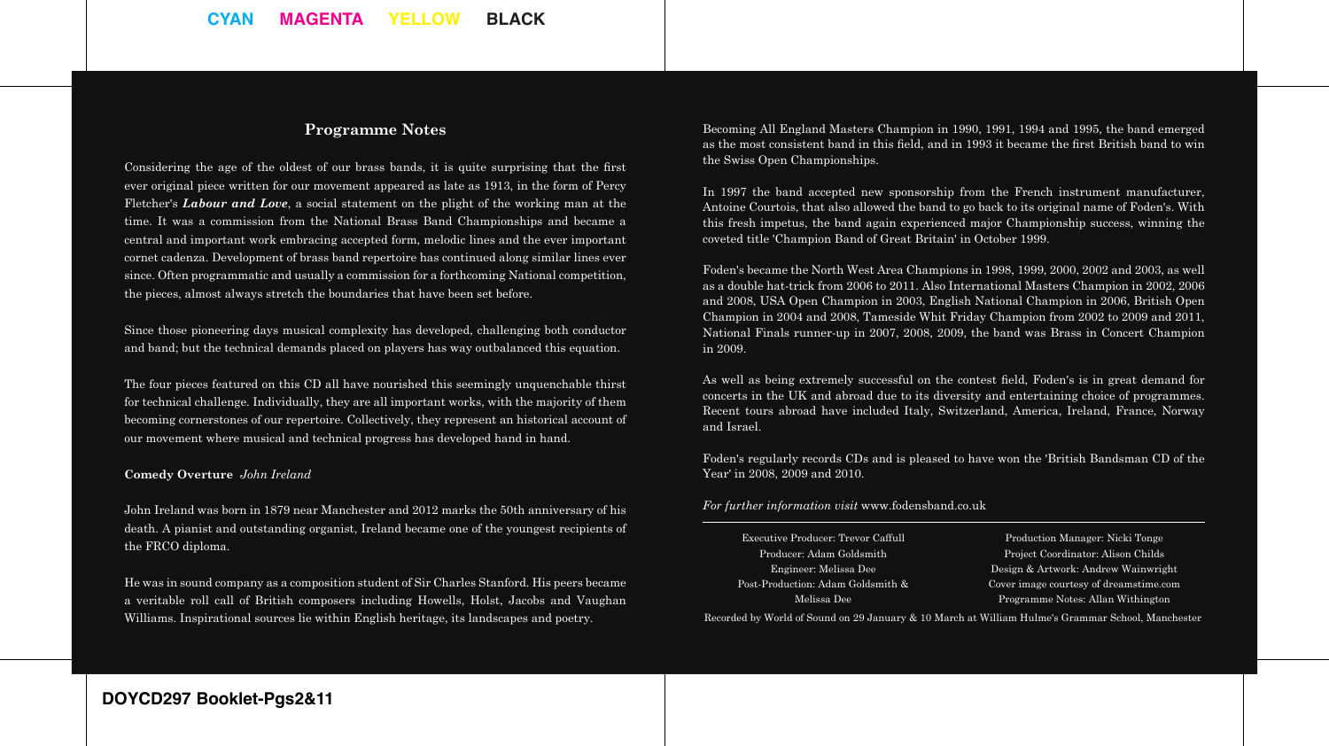## Programme Notes

Considering the age of the oldest of our brass bands, it is quite surprising that the first ever original piece written for our movement appeared as late as 1913, in the form of Percy Fletcher's ***Labour and Love***, a social statement on the plight of the working man at the time. It was a commission from the National Brass Band Championships and became a central and important work embracing accepted form, melodic lines and the ever important cornet cadenza. Development of brass band repertoire has continued along similar lines ever since. Often programmatic and usually a commission for a forthcoming National competition, the pieces, almost always stretch the boundaries that have been set before.

Since those pioneering days musical complexity has developed, challenging both conductor and band; but the technical demands placed on players has way outbalanced this equation.

The four pieces featured on this CD all have nourished this seemingly unquenchable thirst for technical challenge. Individually, they are all important works, with the majority of them becoming cornerstones of our repertoire. Collectively, they represent an historical account of our movement where musical and technical progress has developed hand in hand.

**Comedy Overture** *John Ireland*

John Ireland was born in 1879 near Manchester and 2012 marks the 50th anniversary of his death. A pianist and outstanding organist, Ireland became one of the youngest recipients of the FRCO diploma.

He was in sound company as a composition student of Sir Charles Stanford. His peers became a veritable roll call of British composers including Howells, Holst, Jacobs and Vaughan Williams. Inspirational sources lie within English heritage, its landscapes and poetry.

Becoming All England Masters Champion in 1990, 1991, 1994 and 1995, the band emerged as the most consistent band in this field, and in 1993 it became the first British band to win the Swiss Open Championships.

In 1997 the band accepted new sponsorship from the French instrument manufacturer, Antoine Courtois, that also allowed the band to go back to its original name of Foden's. With this fresh impetus, the band again experienced major Championship success, winning the coveted title 'Champion Band of Great Britain' in October 1999.

Foden's became the North West Area Champions in 1998, 1999, 2000, 2002 and 2003, as well as a double hat-trick from 2006 to 2011. Also International Masters Champion in 2002, 2006 and 2008, USA Open Champion in 2003, English National Champion in 2006, British Open Champion in 2004 and 2008, Tameside Whit Friday Champion from 2002 to 2009 and 2011, National Finals runner-up in 2007, 2008, 2009, the band was Brass in Concert Champion in 2009.

As well as being extremely successful on the contest field, Foden's is in great demand for concerts in the UK and abroad due to its diversity and entertaining choice of programmes. Recent tours abroad have included Italy, Switzerland, America, Ireland, France, Norway and Israel.

Foden's regularly records CDs and is pleased to have won the 'British Bandsman CD of the Year' in 2008, 2009 and 2010.

*For further information visit* www.fodensband.co.uk

---

Executive Producer: Trevor Caffull
Producer: Adam Goldsmith
Engineer: Melissa Dee
Post-Production: Adam Goldsmith & Melissa Dee

Production Manager: Nicki Tonge
Project Coordinator: Alison Childs
Design & Artwork: Andrew Wainwright
Cover image courtesy of dreamstime.com
Programme Notes: Allan Withington

Recorded by World of Sound on 29 January & 10 March at William Hulme's Grammar School, Manchester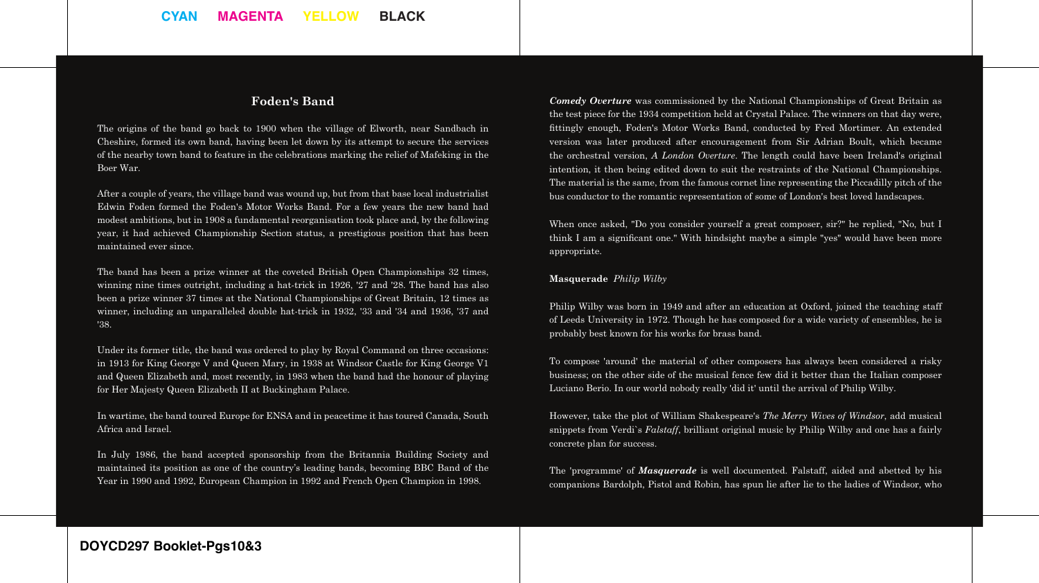## Foden's Band

The origins of the band go back to 1900 when the village of Elworth, near Sandbach in Cheshire, formed its own band, having been let down by its attempt to secure the services of the nearby town band to feature in the celebrations marking the relief of Mafeking in the Boer War.

After a couple of years, the village band was wound up, but from that base local industrialist Edwin Foden formed the Foden's Motor Works Band. For a few years the new band had modest ambitions, but in 1908 a fundamental reorganisation took place and, by the following year, it had achieved Championship Section status, a prestigious position that has been maintained ever since.

The band has been a prize winner at the coveted British Open Championships 32 times, winning nine times outright, including a hat-trick in 1926, '27 and '28. The band has also been a prize winner 37 times at the National Championships of Great Britain, 12 times as winner, including an unparalleled double hat-trick in 1932, '33 and '34 and 1936, '37 and '38.

Under its former title, the band was ordered to play by Royal Command on three occasions: in 1913 for King George V and Queen Mary, in 1938 at Windsor Castle for King George V1 and Queen Elizabeth and, most recently, in 1983 when the band had the honour of playing for Her Majesty Queen Elizabeth II at Buckingham Palace.

In wartime, the band toured Europe for ENSA and in peacetime it has toured Canada, South Africa and Israel.

In July 1986, the band accepted sponsorship from the Britannia Building Society and maintained its position as one of the country's leading bands, becoming BBC Band of the Year in 1990 and 1992, European Champion in 1992 and French Open Champion in 1998.

***Comedy Overture*** was commissioned by the National Championships of Great Britain as the test piece for the 1934 competition held at Crystal Palace. The winners on that day were, fittingly enough, Foden's Motor Works Band, conducted by Fred Mortimer. An extended version was later produced after encouragement from Sir Adrian Boult, which became the orchestral version, *A London Overture*. The length could have been Ireland's original intention, it then being edited down to suit the restraints of the National Championships. The material is the same, from the famous cornet line representing the Piccadilly pitch of the bus conductor to the romantic representation of some of London's best loved landscapes.

When once asked, "Do you consider yourself a great composer, sir?" he replied, "No, but I think I am a significant one." With hindsight maybe a simple "yes" would have been more appropriate.

**Masquerade** *Philip Wilby*

Philip Wilby was born in 1949 and after an education at Oxford, joined the teaching staff of Leeds University in 1972. Though he has composed for a wide variety of ensembles, he is probably best known for his works for brass band.

To compose 'around' the material of other composers has always been considered a risky business; on the other side of the musical fence few did it better than the Italian composer Luciano Berio. In our world nobody really 'did it' until the arrival of Philip Wilby.

However, take the plot of William Shakespeare's *The Merry Wives of Windsor*, add musical snippets from Verdi`s *Falstaff*, brilliant original music by Philip Wilby and one has a fairly concrete plan for success.

The 'programme' of ***Masquerade*** is well documented. Falstaff, aided and abetted by his companions Bardolph, Pistol and Robin, has spun lie after lie to the ladies of Windsor, who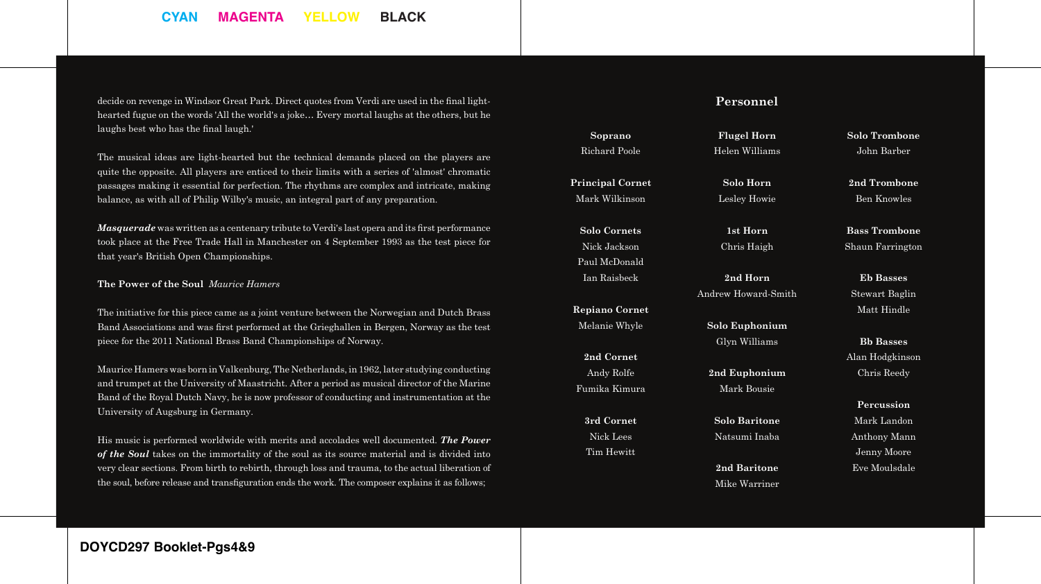decide on revenge in Windsor Great Park. Direct quotes from Verdi are used in the final light-hearted fugue on the words 'All the world's a joke… Every mortal laughs at the others, but he laughs best who has the final laugh.'

The musical ideas are light-hearted but the technical demands placed on the players are quite the opposite. All players are enticed to their limits with a series of 'almost' chromatic passages making it essential for perfection. The rhythms are complex and intricate, making balance, as with all of Philip Wilby's music, an integral part of any preparation.

***Masquerade*** was written as a centenary tribute to Verdi's last opera and its first performance took place at the Free Trade Hall in Manchester on 4 September 1993 as the test piece for that year's British Open Championships.

**The Power of the Soul** *Maurice Hamers*

The initiative for this piece came as a joint venture between the Norwegian and Dutch Brass Band Associations and was first performed at the Grieghallen in Bergen, Norway as the test piece for the 2011 National Brass Band Championships of Norway.

Maurice Hamers was born in Valkenburg, The Netherlands, in 1962, later studying conducting and trumpet at the University of Maastricht. After a period as musical director of the Marine Band of the Royal Dutch Navy, he is now professor of conducting and instrumentation at the University of Augsburg in Germany.

His music is performed worldwide with merits and accolades well documented. ***The Power of the Soul*** takes on the immortality of the soul as its source material and is divided into very clear sections. From birth to rebirth, through loss and trauma, to the actual liberation of the soul, before release and transfiguration ends the work. The composer explains it as follows;

## Personnel

**Soprano**
Richard Poole

**Principal Cornet**
Mark Wilkinson

**Solo Cornets**
Nick Jackson
Paul McDonald
Ian Raisbeck

**Repiano Cornet**
Melanie Whyle

**2nd Cornet**
Andy Rolfe
Fumika Kimura

**3rd Cornet**
Nick Lees
Tim Hewitt

**Flugel Horn**
Helen Williams

**Solo Horn**
Lesley Howie

**1st Horn**
Chris Haigh

**2nd Horn**
Andrew Howard-Smith

**Solo Euphonium**
Glyn Williams

**2nd Euphonium**
Mark Bousie

**Solo Baritone**
Natsumi Inaba

**2nd Baritone**
Mike Warriner

**Solo Trombone**
John Barber

**2nd Trombone**
Ben Knowles

**Bass Trombone**
Shaun Farrington

**Eb Basses**
Stewart Baglin
Matt Hindle

**Bb Basses**
Alan Hodgkinson
Chris Reedy

**Percussion**
Mark Landon
Anthony Mann
Jenny Moore
Eve Moulsdale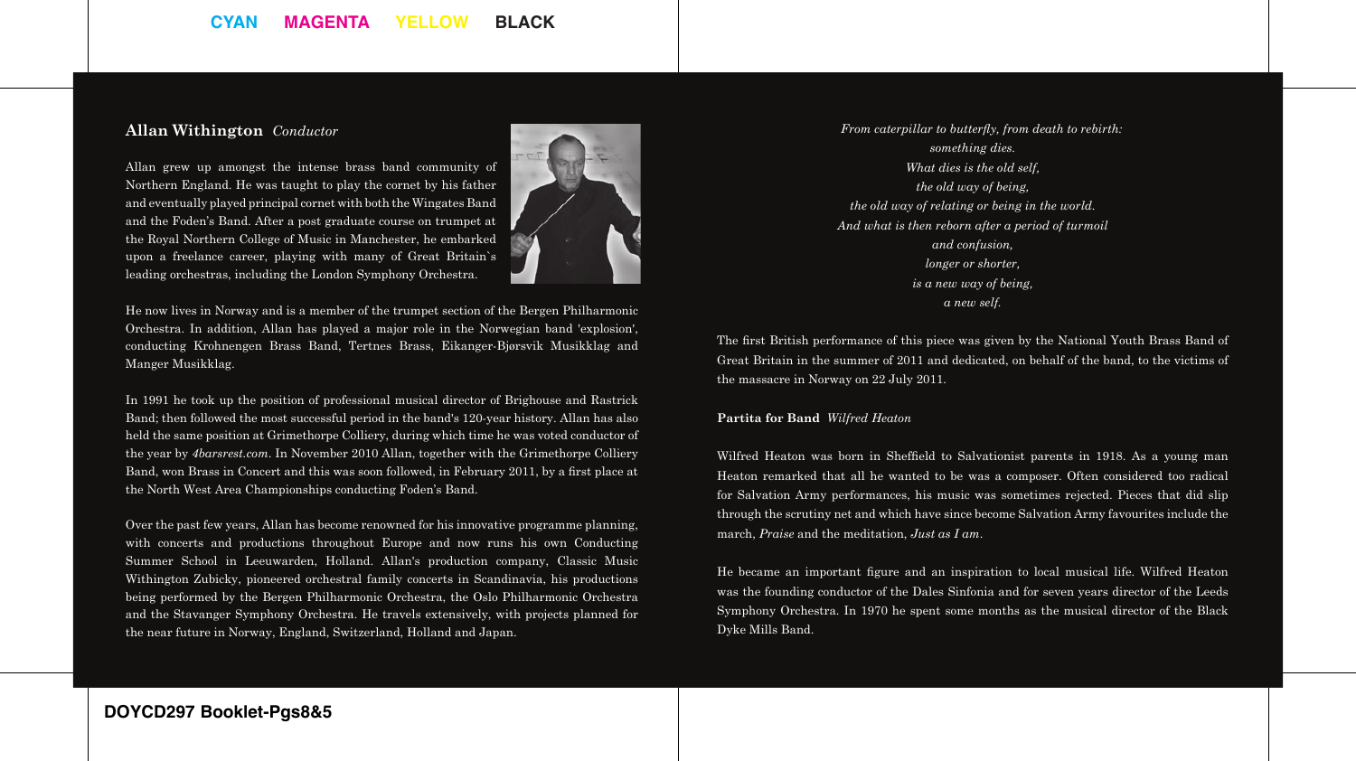**Allan Withington** *Conductor*

Allan grew up amongst the intense brass band community of Northern England. He was taught to play the cornet by his father and eventually played principal cornet with both the Wingates Band and the Foden's Band. After a post graduate course on trumpet at the Royal Northern College of Music in Manchester, he embarked upon a freelance career, playing with many of Great Britain`s leading orchestras, including the London Symphony Orchestra.

He now lives in Norway and is a member of the trumpet section of the Bergen Philharmonic Orchestra. In addition, Allan has played a major role in the Norwegian band 'explosion', conducting Krohnengen Brass Band, Tertnes Brass, Eikanger-Bjørsvik Musikklag and Manger Musikklag.

In 1991 he took up the position of professional musical director of Brighouse and Rastrick Band; then followed the most successful period in the band's 120-year history. Allan has also held the same position at Grimethorpe Colliery, during which time he was voted conductor of the year by *4barsrest.com*. In November 2010 Allan, together with the Grimethorpe Colliery Band, won Brass in Concert and this was soon followed, in February 2011, by a first place at the North West Area Championships conducting Foden's Band.

Over the past few years, Allan has become renowned for his innovative programme planning, with concerts and productions throughout Europe and now runs his own Conducting Summer School in Leeuwarden, Holland. Allan's production company, Classic Music Withington Zubicky, pioneered orchestral family concerts in Scandinavia, his productions being performed by the Bergen Philharmonic Orchestra, the Oslo Philharmonic Orchestra and the Stavanger Symphony Orchestra. He travels extensively, with projects planned for the near future in Norway, England, Switzerland, Holland and Japan.

*From caterpillar to butterfly, from death to rebirth:*
*something dies.*
*What dies is the old self,*
*the old way of being,*
*the old way of relating or being in the world.*
*And what is then reborn after a period of turmoil*
*and confusion,*
*longer or shorter,*
*is a new way of being,*
*a new self.*

The first British performance of this piece was given by the National Youth Brass Band of Great Britain in the summer of 2011 and dedicated, on behalf of the band, to the victims of the massacre in Norway on 22 July 2011.

**Partita for Band** *Wilfred Heaton*

Wilfred Heaton was born in Sheffield to Salvationist parents in 1918. As a young man Heaton remarked that all he wanted to be was a composer. Often considered too radical for Salvation Army performances, his music was sometimes rejected. Pieces that did slip through the scrutiny net and which have since become Salvation Army favourites include the march, *Praise* and the meditation, *Just as I am*.

He became an important figure and an inspiration to local musical life. Wilfred Heaton was the founding conductor of the Dales Sinfonia and for seven years director of the Leeds Symphony Orchestra. In 1970 he spent some months as the musical director of the Black Dyke Mills Band.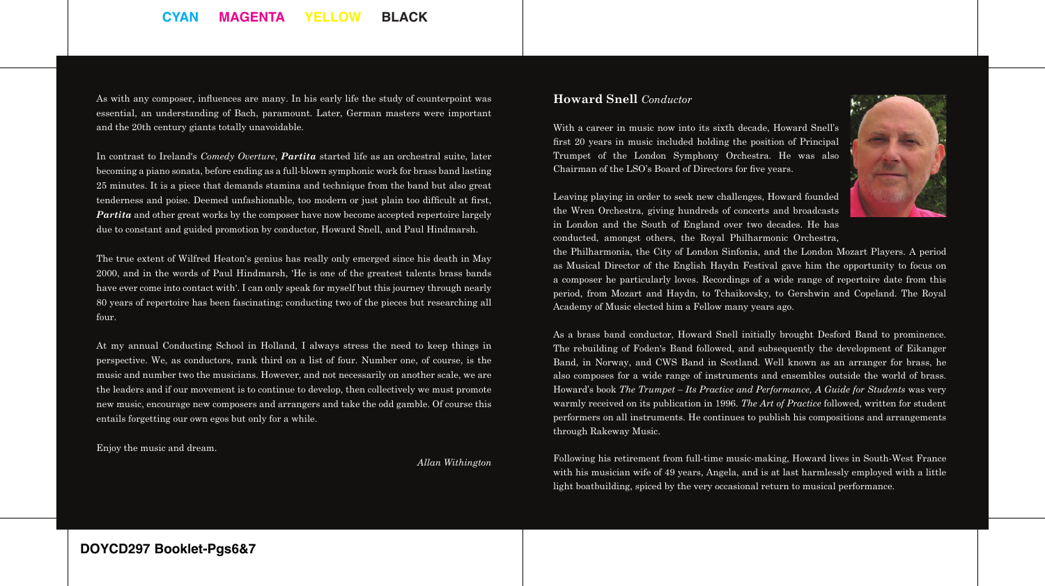As with any composer, influences are many. In his early life the study of counterpoint was essential, an understanding of Bach, paramount. Later, German masters were important and the 20th century giants totally unavoidable.

In contrast to Ireland's *Comedy Overture*, ***Partita*** started life as an orchestral suite, later becoming a piano sonata, before ending as a full-blown symphonic work for brass band lasting 25 minutes. It is a piece that demands stamina and technique from the band but also great tenderness and poise. Deemed unfashionable, too modern or just plain too difficult at first, ***Partita*** and other great works by the composer have now become accepted repertoire largely due to constant and guided promotion by conductor, Howard Snell, and Paul Hindmarsh.

The true extent of Wilfred Heaton's genius has really only emerged since his death in May 2000, and in the words of Paul Hindmarsh, 'He is one of the greatest talents brass bands have ever come into contact with'. I can only speak for myself but this journey through nearly 80 years of repertoire has been fascinating; conducting two of the pieces but researching all four.

At my annual Conducting School in Holland, I always stress the need to keep things in perspective. We, as conductors, rank third on a list of four. Number one, of course, is the music and number two the musicians. However, and not necessarily on another scale, we are the leaders and if our movement is to continue to develop, then collectively we must promote new music, encourage new composers and arrangers and take the odd gamble. Of course this entails forgetting our own egos but only for a while.

Enjoy the music and dream.

*Allan Withington*

## **Howard Snell** *Conductor*

With a career in music now into its sixth decade, Howard Snell's first 20 years in music included holding the position of Principal Trumpet of the London Symphony Orchestra. He was also Chairman of the LSO's Board of Directors for five years.

Leaving playing in order to seek new challenges, Howard founded the Wren Orchestra, giving hundreds of concerts and broadcasts in London and the South of England over two decades. He has conducted, amongst others, the Royal Philharmonic Orchestra, the Philharmonia, the City of London Sinfonia, and the London Mozart Players. A period as Musical Director of the English Haydn Festival gave him the opportunity to focus on a composer he particularly loves. Recordings of a wide range of repertoire date from this period, from Mozart and Haydn, to Tchaikovsky, to Gershwin and Copeland. The Royal Academy of Music elected him a Fellow many years ago.

As a brass band conductor, Howard Snell initially brought Desford Band to prominence. The rebuilding of Foden's Band followed, and subsequently the development of Eikanger Band, in Norway, and CWS Band in Scotland. Well known as an arranger for brass, he also composes for a wide range of instruments and ensembles outside the world of brass. Howard's book *The Trumpet – Its Practice and Performance, A Guide for Students* was very warmly received on its publication in 1996. *The Art of Practice* followed, written for student performers on all instruments. He continues to publish his compositions and arrangements through Rakeway Music.

Following his retirement from full-time music-making, Howard lives in South-West France with his musician wife of 49 years, Angela, and is at last harmlessly employed with a little light boatbuilding, spiced by the very occasional return to musical performance.